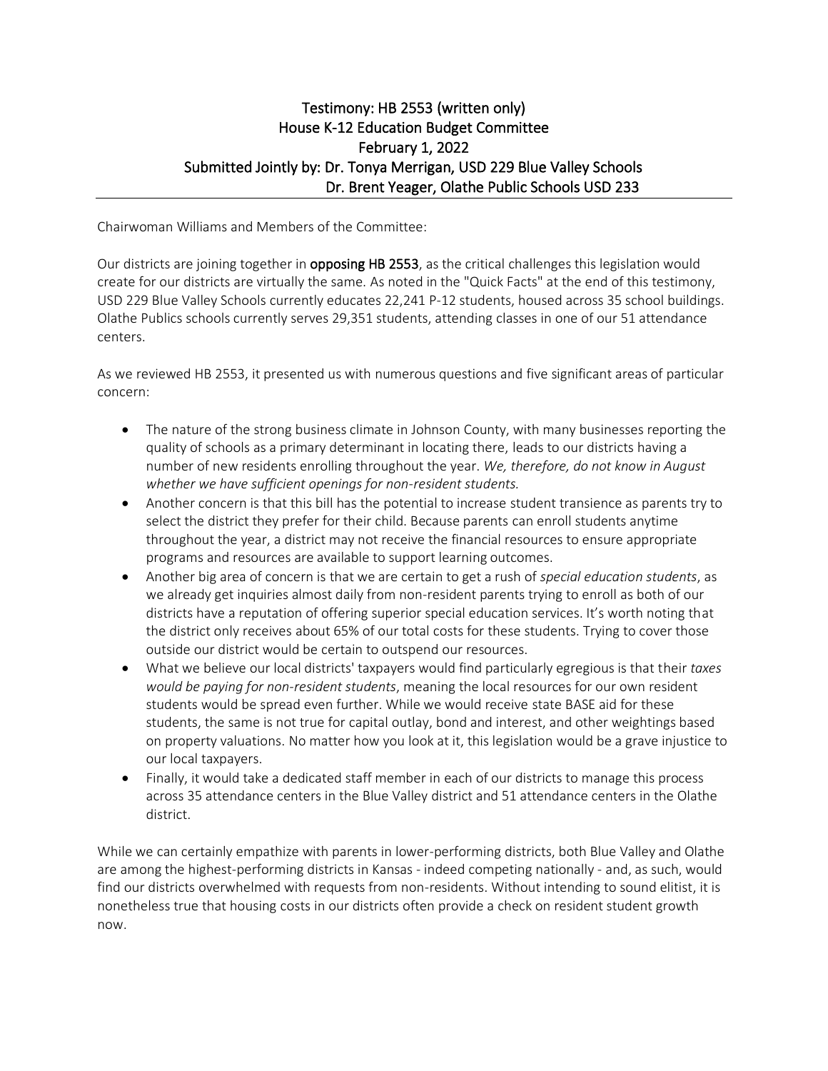# Testimony: HB 2553 (written only)
## House K-12 Education Budget Committee
## February 1, 2022
## Submitted Jointly by: Dr. Tonya Merrigan, USD 229 Blue Valley Schools
## Dr. Brent Yeager, Olathe Public Schools USD 233

---

Chairwoman Williams and Members of the Committee:

Our districts are joining together in **opposing HB 2553**, as the critical challenges this legislation would create for our districts are virtually the same. As noted in the "Quick Facts" at the end of this testimony, USD 229 Blue Valley Schools currently educates 22,241 P-12 students, housed across 35 school buildings. Olathe Publics schools currently serves 29,351 students, attending classes in one of our 51 attendance centers.

As we reviewed HB 2553, it presented us with numerous questions and five significant areas of particular concern:

- The nature of the strong business climate in Johnson County, with many businesses reporting the quality of schools as a primary determinant in locating there, leads to our districts having a number of new residents enrolling throughout the year. *We, therefore, do not know in August whether we have sufficient openings for non-resident students.*
- Another concern is that this bill has the potential to increase student transience as parents try to select the district they prefer for their child. Because parents can enroll students anytime throughout the year, a district may not receive the financial resources to ensure appropriate programs and resources are available to support learning outcomes.
- Another big area of concern is that we are certain to get a rush of *special education students*, as we already get inquiries almost daily from non-resident parents trying to enroll as both of our districts have a reputation of offering superior special education services. It's worth noting that the district only receives about 65% of our total costs for these students. Trying to cover those outside our district would be certain to outspend our resources.
- What we believe our local districts' taxpayers would find particularly egregious is that their *taxes would be paying for non-resident students*, meaning the local resources for our own resident students would be spread even further. While we would receive state BASE aid for these students, the same is not true for capital outlay, bond and interest, and other weightings based on property valuations. No matter how you look at it, this legislation would be a grave injustice to our local taxpayers.
- Finally, it would take a dedicated staff member in each of our districts to manage this process across 35 attendance centers in the Blue Valley district and 51 attendance centers in the Olathe district.

While we can certainly empathize with parents in lower-performing districts, both Blue Valley and Olathe are among the highest-performing districts in Kansas - indeed competing nationally - and, as such, would find our districts overwhelmed with requests from non-residents. Without intending to sound elitist, it is nonetheless true that housing costs in our districts often provide a check on resident student growth now.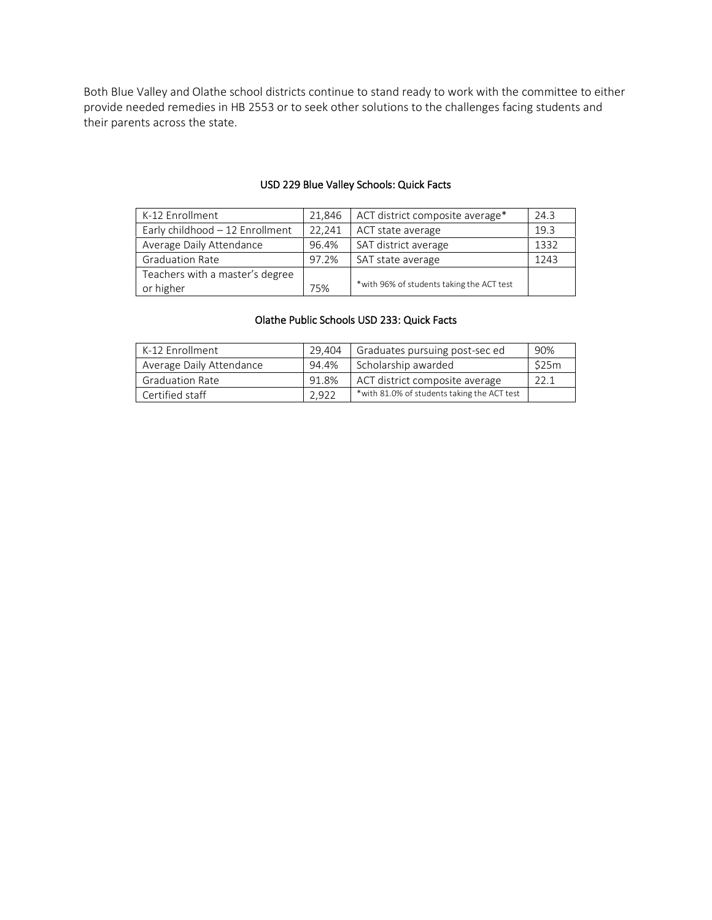Both Blue Valley and Olathe school districts continue to stand ready to work with the committee to either provide needed remedies in HB 2553 or to seek other solutions to the challenges facing students and their parents across the state.

### USD 229 Blue Valley Schools: Quick Facts

| | | | |
|---|---|---|---|
| K-12 Enrollment | 21,846 | ACT district composite average* | 24.3 |
| Early childhood – 12 Enrollment | 22,241 | ACT state average | 19.3 |
| Average Daily Attendance | 96.4% | SAT district average | 1332 |
| Graduation Rate | 97.2% | SAT state average | 1243 |
| Teachers with a master's degree or higher | 75% | *with 96% of students taking the ACT test | |

### Olathe Public Schools USD 233: Quick Facts

| | | | |
|---|---|---|---|
| K-12 Enrollment | 29,404 | Graduates pursuing post-sec ed | 90% |
| Average Daily Attendance | 94.4% | Scholarship awarded | $25m |
| Graduation Rate | 91.8% | ACT district composite average | 22.1 |
| Certified staff | 2,922 | *with 81.0% of students taking the ACT test | |